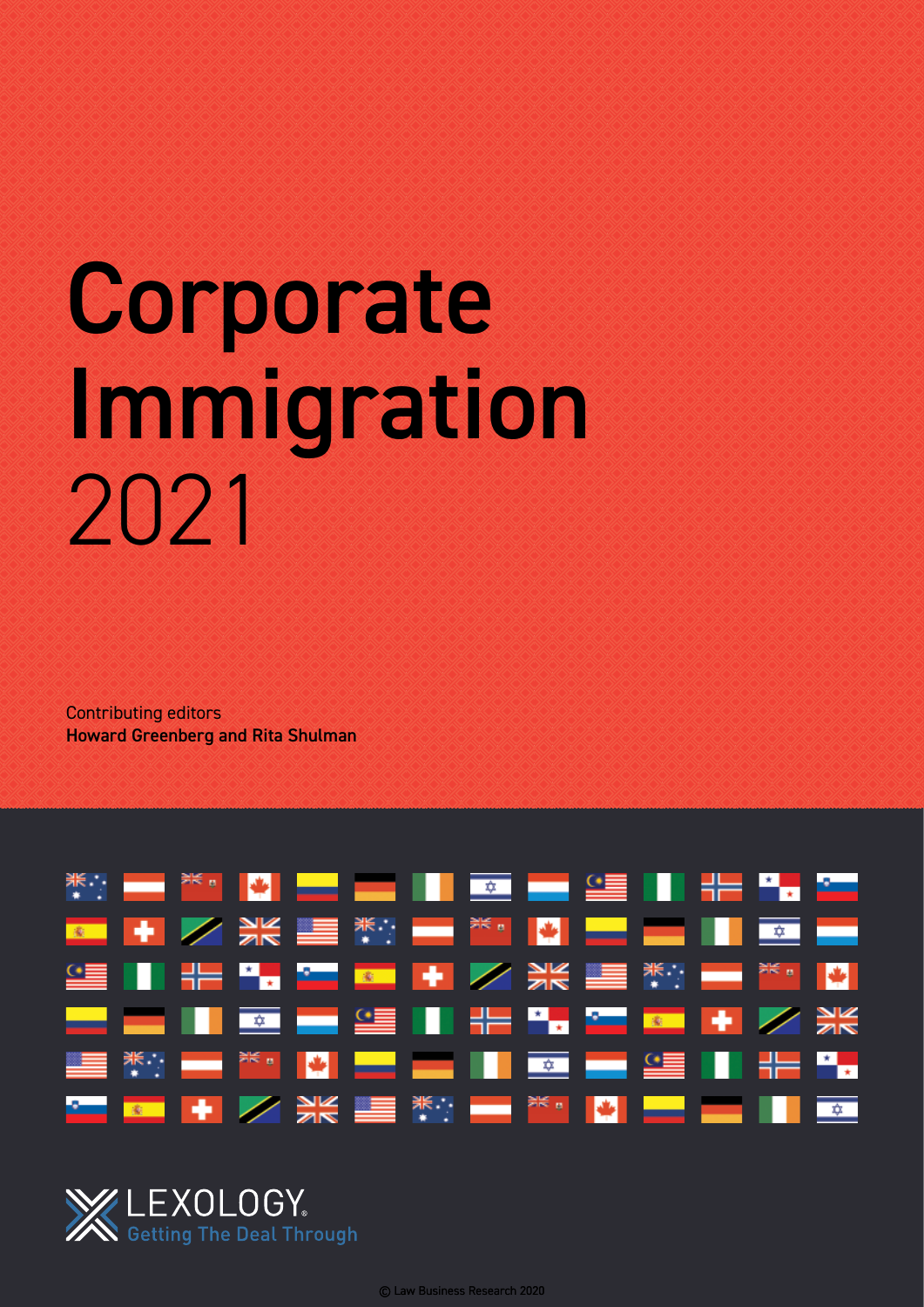# Corporate Immigration

2021

Contributing editors

**Howard Greenberg and Rita Shulman**

LEXOLOGY

Getting The Deal Through

© Law Business Research 2020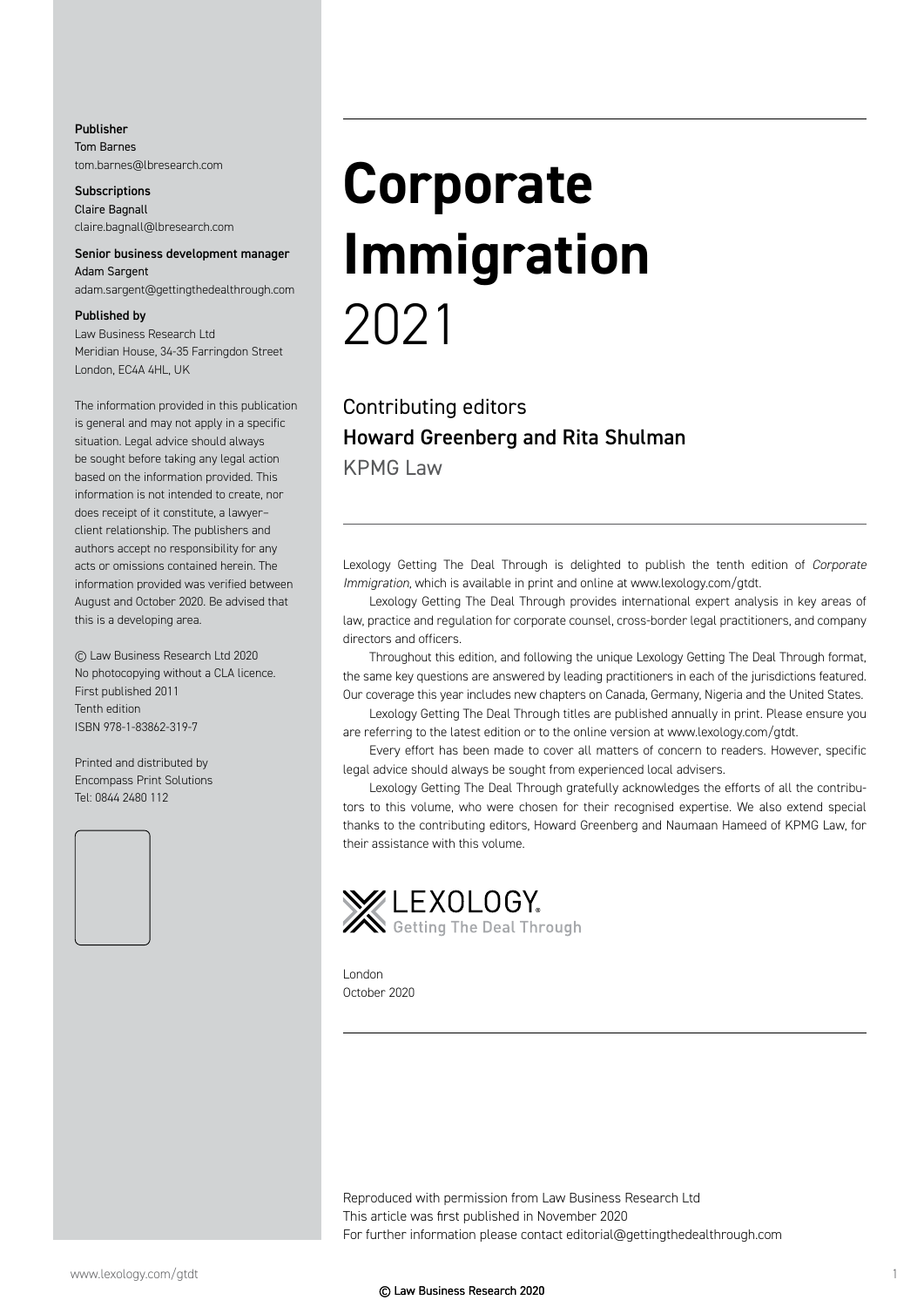**Publisher**
Tom Barnes
tom.barnes@lbresearch.com

**Subscriptions**
Claire Bagnall
claire.bagnall@lbresearch.com

**Senior business development manager**
Adam Sargent
adam.sargent@gettingthedealthrough.com

**Published by**
Law Business Research Ltd
Meridian House, 34-35 Farringdon Street
London, EC4A 4HL, UK

The information provided in this publication is general and may not apply in a specific situation. Legal advice should always be sought before taking any legal action based on the information provided. This information is not intended to create, nor does receipt of it constitute, a lawyer–client relationship. The publishers and authors accept no responsibility for any acts or omissions contained herein. The information provided was verified between August and October 2020. Be advised that this is a developing area.

© Law Business Research Ltd 2020
No photocopying without a CLA licence.
First published 2011
Tenth edition
ISBN 978-1-83862-319-7

Printed and distributed by
Encompass Print Solutions
Tel: 0844 2480 112

# Corporate Immigration 2021

Contributing editors
**Howard Greenberg and Rita Shulman**
KPMG Law

Lexology Getting The Deal Through is delighted to publish the tenth edition of *Corporate Immigration*, which is available in print and online at www.lexology.com/gtdt.

Lexology Getting The Deal Through provides international expert analysis in key areas of law, practice and regulation for corporate counsel, cross-border legal practitioners, and company directors and officers.

Throughout this edition, and following the unique Lexology Getting The Deal Through format, the same key questions are answered by leading practitioners in each of the jurisdictions featured. Our coverage this year includes new chapters on Canada, Germany, Nigeria and the United States.

Lexology Getting The Deal Through titles are published annually in print. Please ensure you are referring to the latest edition or to the online version at www.lexology.com/gtdt.

Every effort has been made to cover all matters of concern to readers. However, specific legal advice should always be sought from experienced local advisers.

Lexology Getting The Deal Through gratefully acknowledges the efforts of all the contributors to this volume, who were chosen for their recognised expertise. We also extend special thanks to the contributing editors, Howard Greenberg and Naumaan Hameed of KPMG Law, for their assistance with this volume.

LEXOLOGY
Getting The Deal Through

London
October 2020

Reproduced with permission from Law Business Research Ltd
This article was first published in November 2020
For further information please contact editorial@gettingthedealthrough.com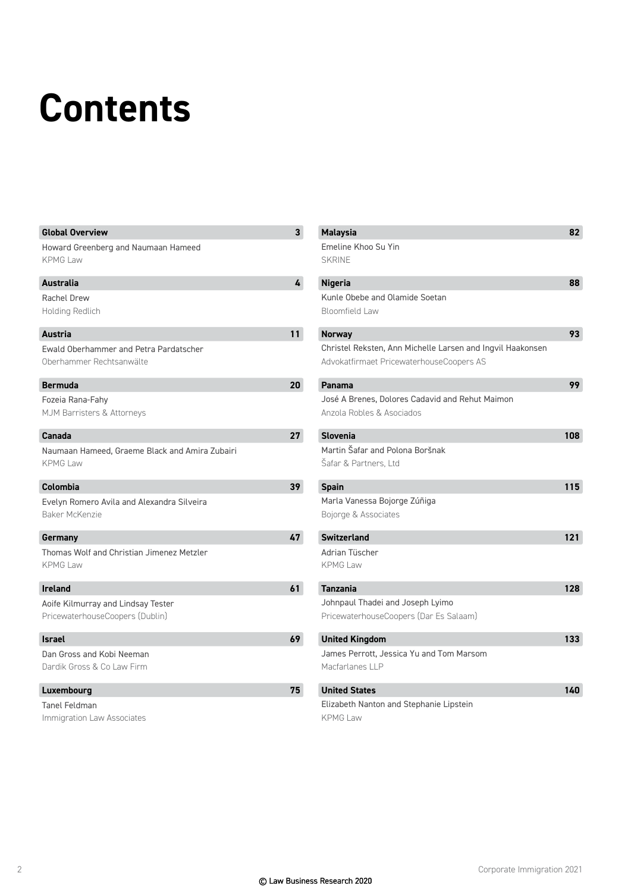# Contents

**Global Overview** 3
Howard Greenberg and Naumaan Hameed
KPMG Law

**Australia** 4
Rachel Drew
Holding Redlich

**Austria** 11
Ewald Oberhammer and Petra Pardatscher
Oberhammer Rechtsanwälte

**Bermuda** 20
Fozeia Rana-Fahy
MJM Barristers & Attorneys

**Canada** 27
Naumaan Hameed, Graeme Black and Amira Zubairi
KPMG Law

**Colombia** 39
Evelyn Romero Avila and Alexandra Silveira
Baker McKenzie

**Germany** 47
Thomas Wolf and Christian Jimenez Metzler
KPMG Law

**Ireland** 61
Aoife Kilmurray and Lindsay Tester
PricewaterhouseCoopers (Dublin)

**Israel** 69
Dan Gross and Kobi Neeman
Dardik Gross & Co Law Firm

**Luxembourg** 75
Tanel Feldman
Immigration Law Associates

**Malaysia** 82
Emeline Khoo Su Yin
SKRINE

**Nigeria** 88
Kunle Obebe and Olamide Soetan
Bloomfield Law

**Norway** 93
Christel Reksten, Ann Michelle Larsen and Ingvil Haakonsen
Advokatfirmaet PricewaterhouseCoopers AS

**Panama** 99
José A Brenes, Dolores Cadavid and Rehut Maimon
Anzola Robles & Asociados

**Slovenia** 108
Martin Šafar and Polona Boršnak
Šafar & Partners, Ltd

**Spain** 115
Marla Vanessa Bojorge Zúñiga
Bojorge & Associates

**Switzerland** 121
Adrian Tüscher
KPMG Law

**Tanzania** 128
Johnpaul Thadei and Joseph Lyimo
PricewaterhouseCoopers (Dar Es Salaam)

**United Kingdom** 133
James Perrott, Jessica Yu and Tom Marsom
Macfarlanes LLP

**United States** 140
Elizabeth Nanton and Stephanie Lipstein
KPMG Law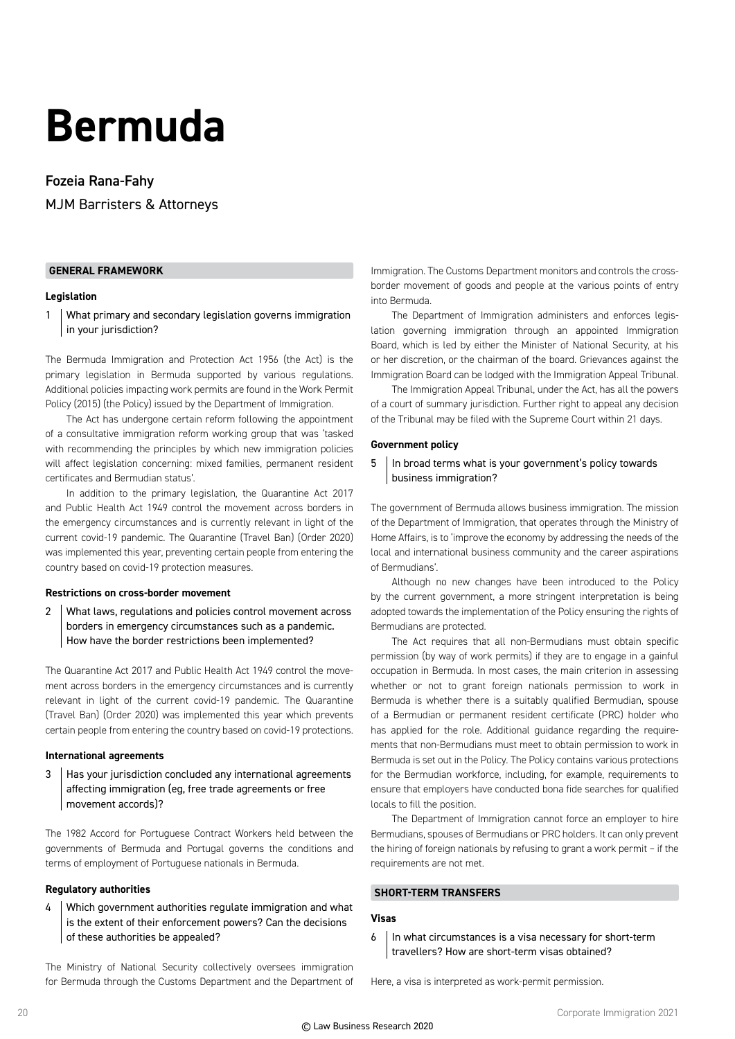# Bermuda

## Fozeia Rana-Fahy

MJM Barristers & Attorneys

## GENERAL FRAMEWORK

### Legislation

**1 What primary and secondary legislation governs immigration in your jurisdiction?**

The Bermuda Immigration and Protection Act 1956 (the Act) is the primary legislation in Bermuda supported by various regulations. Additional policies impacting work permits are found in the Work Permit Policy (2015) (the Policy) issued by the Department of Immigration.

The Act has undergone certain reform following the appointment of a consultative immigration reform working group that was 'tasked with recommending the principles by which new immigration policies will affect legislation concerning: mixed families, permanent resident certificates and Bermudian status'.

In addition to the primary legislation, the Quarantine Act 2017 and Public Health Act 1949 control the movement across borders in the emergency circumstances and is currently relevant in light of the current covid-19 pandemic. The Quarantine (Travel Ban) (Order 2020) was implemented this year, preventing certain people from entering the country based on covid-19 protection measures.

### Restrictions on cross-border movement

**2 What laws, regulations and policies control movement across borders in emergency circumstances such as a pandemic. How have the border restrictions been implemented?**

The Quarantine Act 2017 and Public Health Act 1949 control the movement across borders in the emergency circumstances and is currently relevant in light of the current covid-19 pandemic. The Quarantine (Travel Ban) (Order 2020) was implemented this year which prevents certain people from entering the country based on covid-19 protections.

### International agreements

**3 Has your jurisdiction concluded any international agreements affecting immigration (eg, free trade agreements or free movement accords)?**

The 1982 Accord for Portuguese Contract Workers held between the governments of Bermuda and Portugal governs the conditions and terms of employment of Portuguese nationals in Bermuda.

### Regulatory authorities

**4 Which government authorities regulate immigration and what is the extent of their enforcement powers? Can the decisions of these authorities be appealed?**

The Ministry of National Security collectively oversees immigration for Bermuda through the Customs Department and the Department of Immigration. The Customs Department monitors and controls the cross-border movement of goods and people at the various points of entry into Bermuda.

The Department of Immigration administers and enforces legislation governing immigration through an appointed Immigration Board, which is led by either the Minister of National Security, at his or her discretion, or the chairman of the board. Grievances against the Immigration Board can be lodged with the Immigration Appeal Tribunal.

The Immigration Appeal Tribunal, under the Act, has all the powers of a court of summary jurisdiction. Further right to appeal any decision of the Tribunal may be filed with the Supreme Court within 21 days.

### Government policy

**5 In broad terms what is your government's policy towards business immigration?**

The government of Bermuda allows business immigration. The mission of the Department of Immigration, that operates through the Ministry of Home Affairs, is to 'improve the economy by addressing the needs of the local and international business community and the career aspirations of Bermudians'.

Although no new changes have been introduced to the Policy by the current government, a more stringent interpretation is being adopted towards the implementation of the Policy ensuring the rights of Bermudians are protected.

The Act requires that all non-Bermudians must obtain specific permission (by way of work permits) if they are to engage in a gainful occupation in Bermuda. In most cases, the main criterion in assessing whether or not to grant foreign nationals permission to work in Bermuda is whether there is a suitably qualified Bermudian, spouse of a Bermudian or permanent resident certificate (PRC) holder who has applied for the role. Additional guidance regarding the requirements that non-Bermudians must meet to obtain permission to work in Bermuda is set out in the Policy. The Policy contains various protections for the Bermudian workforce, including, for example, requirements to ensure that employers have conducted bona fide searches for qualified locals to fill the position.

The Department of Immigration cannot force an employer to hire Bermudians, spouses of Bermudians or PRC holders. It can only prevent the hiring of foreign nationals by refusing to grant a work permit – if the requirements are not met.

## SHORT-TERM TRANSFERS

### Visas

**6 In what circumstances is a visa necessary for short-term travellers? How are short-term visas obtained?**

Here, a visa is interpreted as work-permit permission.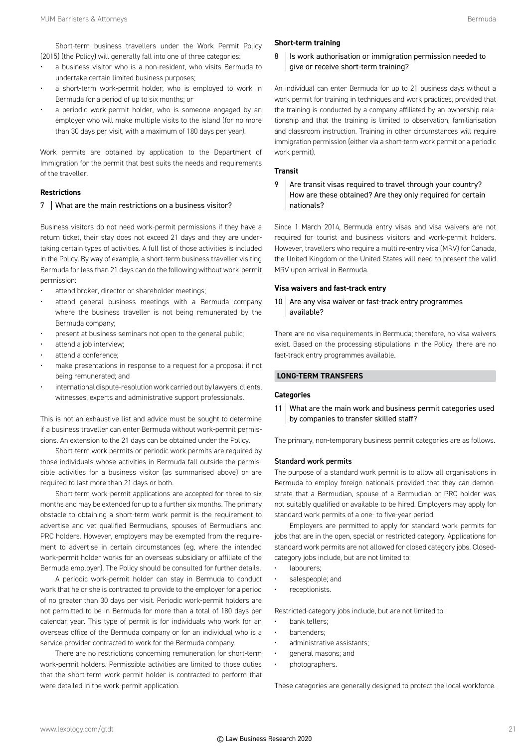Short-term business travellers under the Work Permit Policy (2015) (the Policy) will generally fall into one of three categories:

- a business visitor who is a non-resident, who visits Bermuda to undertake certain limited business purposes;
- a short-term work-permit holder, who is employed to work in Bermuda for a period of up to six months; or
- a periodic work-permit holder, who is someone engaged by an employer who will make multiple visits to the island (for no more than 30 days per visit, with a maximum of 180 days per year).

Work permits are obtained by application to the Department of Immigration for the permit that best suits the needs and requirements of the traveller.

### Restrictions

**7 | What are the main restrictions on a business visitor?**

Business visitors do not need work-permit permissions if they have a return ticket, their stay does not exceed 21 days and they are undertaking certain types of activities. A full list of those activities is included in the Policy. By way of example, a short-term business traveller visiting Bermuda for less than 21 days can do the following without work-permit permission:

- attend broker, director or shareholder meetings;
- attend general business meetings with a Bermuda company where the business traveller is not being remunerated by the Bermuda company;
- present at business seminars not open to the general public;
- attend a job interview;
- attend a conference;
- make presentations in response to a request for a proposal if not being remunerated; and
- international dispute-resolution work carried out by lawyers, clients, witnesses, experts and administrative support professionals.

This is not an exhaustive list and advice must be sought to determine if a business traveller can enter Bermuda without work-permit permissions. An extension to the 21 days can be obtained under the Policy.

Short-term work permits or periodic work permits are required by those individuals whose activities in Bermuda fall outside the permissible activities for a business visitor (as summarised above) or are required to last more than 21 days or both.

Short-term work-permit applications are accepted for three to six months and may be extended for up to a further six months. The primary obstacle to obtaining a short-term work permit is the requirement to advertise and vet qualified Bermudians, spouses of Bermudians and PRC holders. However, employers may be exempted from the requirement to advertise in certain circumstances (eg, where the intended work-permit holder works for an overseas subsidiary or affiliate of the Bermuda employer). The Policy should be consulted for further details.

A periodic work-permit holder can stay in Bermuda to conduct work that he or she is contracted to provide to the employer for a period of no greater than 30 days per visit. Periodic work-permit holders are not permitted to be in Bermuda for more than a total of 180 days per calendar year. This type of permit is for individuals who work for an overseas office of the Bermuda company or for an individual who is a service provider contracted to work for the Bermuda company.

There are no restrictions concerning remuneration for short-term work-permit holders. Permissible activities are limited to those duties that the short-term work-permit holder is contracted to perform that were detailed in the work-permit application.

### Short-term training

**8 | Is work authorisation or immigration permission needed to give or receive short-term training?**

An individual can enter Bermuda for up to 21 business days without a work permit for training in techniques and work practices, provided that the training is conducted by a company affiliated by an ownership relationship and that the training is limited to observation, familiarisation and classroom instruction. Training in other circumstances will require immigration permission (either via a short-term work permit or a periodic work permit).

### Transit

**9 | Are transit visas required to travel through your country? How are these obtained? Are they only required for certain nationals?**

Since 1 March 2014, Bermuda entry visas and visa waivers are not required for tourist and business visitors and work-permit holders. However, travellers who require a multi re-entry visa (MRV) for Canada, the United Kingdom or the United States will need to present the valid MRV upon arrival in Bermuda.

### Visa waivers and fast-track entry

**10 | Are any visa waiver or fast-track entry programmes available?**

There are no visa requirements in Bermuda; therefore, no visa waivers exist. Based on the processing stipulations in the Policy, there are no fast-track entry programmes available.

## LONG-TERM TRANSFERS

### Categories

**11 | What are the main work and business permit categories used by companies to transfer skilled staff?**

The primary, non-temporary business permit categories are as follows.

#### Standard work permits

The purpose of a standard work permit is to allow all organisations in Bermuda to employ foreign nationals provided that they can demonstrate that a Bermudian, spouse of a Bermudian or PRC holder was not suitably qualified or available to be hired. Employers may apply for standard work permits of a one- to five-year period.

Employers are permitted to apply for standard work permits for jobs that are in the open, special or restricted category. Applications for standard work permits are not allowed for closed category jobs. Closed-category jobs include, but are not limited to:

- labourers;
- salespeople; and
- receptionists.

Restricted-category jobs include, but are not limited to:

- bank tellers;
- bartenders;
- administrative assistants;
- general masons; and
- photographers.

These categories are generally designed to protect the local workforce.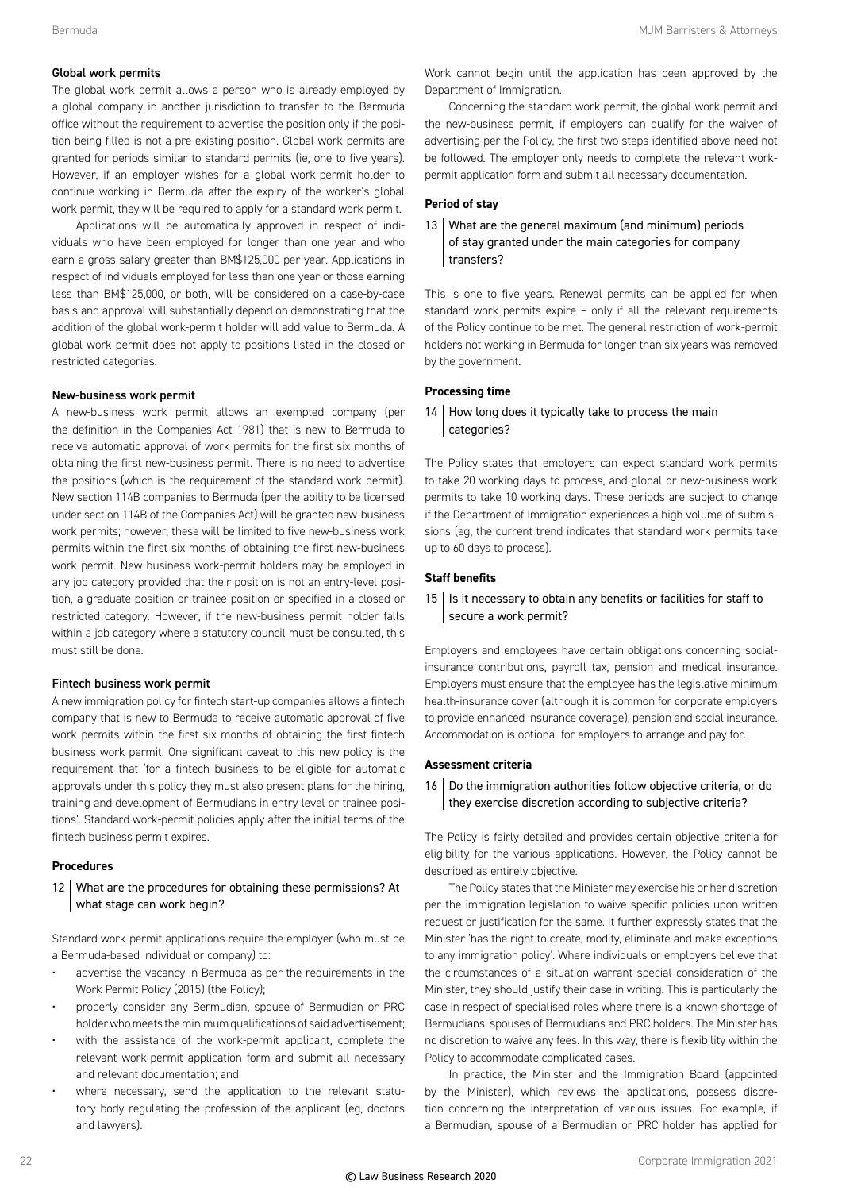#### Global work permits

The global work permit allows a person who is already employed by a global company in another jurisdiction to transfer to the Bermuda office without the requirement to advertise the position only if the position being filled is not a pre-existing position. Global work permits are granted for periods similar to standard permits (ie, one to five years). However, if an employer wishes for a global work-permit holder to continue working in Bermuda after the expiry of the worker's global work permit, they will be required to apply for a standard work permit.

Applications will be automatically approved in respect of individuals who have been employed for longer than one year and who earn a gross salary greater than BM$125,000 per year. Applications in respect of individuals employed for less than one year or those earning less than BM$125,000, or both, will be considered on a case-by-case basis and approval will substantially depend on demonstrating that the addition of the global work-permit holder will add value to Bermuda. A global work permit does not apply to positions listed in the closed or restricted categories.

#### New-business work permit

A new-business work permit allows an exempted company (per the definition in the Companies Act 1981) that is new to Bermuda to receive automatic approval of work permits for the first six months of obtaining the first new-business permit. There is no need to advertise the positions (which is the requirement of the standard work permit). New section 114B companies to Bermuda (per the ability to be licensed under section 114B of the Companies Act) will be granted new-business work permits; however, these will be limited to five new-business work permits within the first six months of obtaining the first new-business work permit. New business work-permit holders may be employed in any job category provided that their position is not an entry-level position, a graduate position or trainee position or specified in a closed or restricted category. However, if the new-business permit holder falls within a job category where a statutory council must be consulted, this must still be done.

#### Fintech business work permit

A new immigration policy for fintech start-up companies allows a fintech company that is new to Bermuda to receive automatic approval of five work permits within the first six months of obtaining the first fintech business work permit. One significant caveat to this new policy is the requirement that 'for a fintech business to be eligible for automatic approvals under this policy they must also present plans for the hiring, training and development of Bermudians in entry level or trainee positions'. Standard work-permit policies apply after the initial terms of the fintech business permit expires.

### Procedures

#### 12 | What are the procedures for obtaining these permissions? At what stage can work begin?

Standard work-permit applications require the employer (who must be a Bermuda-based individual or company) to:

- advertise the vacancy in Bermuda as per the requirements in the Work Permit Policy (2015) (the Policy);
- properly consider any Bermudian, spouse of Bermudian or PRC holder who meets the minimum qualifications of said advertisement;
- with the assistance of the work-permit applicant, complete the relevant work-permit application form and submit all necessary and relevant documentation; and
- where necessary, send the application to the relevant statutory body regulating the profession of the applicant (eg, doctors and lawyers).

Work cannot begin until the application has been approved by the Department of Immigration.

Concerning the standard work permit, the global work permit and the new-business permit, if employers can qualify for the waiver of advertising per the Policy, the first two steps identified above need not be followed. The employer only needs to complete the relevant work-permit application form and submit all necessary documentation.

### Period of stay

#### 13 | What are the general maximum (and minimum) periods of stay granted under the main categories for company transfers?

This is one to five years. Renewal permits can be applied for when standard work permits expire – only if all the relevant requirements of the Policy continue to be met. The general restriction of work-permit holders not working in Bermuda for longer than six years was removed by the government.

### Processing time

#### 14 | How long does it typically take to process the main categories?

The Policy states that employers can expect standard work permits to take 20 working days to process, and global or new-business work permits to take 10 working days. These periods are subject to change if the Department of Immigration experiences a high volume of submissions (eg, the current trend indicates that standard work permits take up to 60 days to process).

### Staff benefits

#### 15 | Is it necessary to obtain any benefits or facilities for staff to secure a work permit?

Employers and employees have certain obligations concerning social-insurance contributions, payroll tax, pension and medical insurance. Employers must ensure that the employee has the legislative minimum health-insurance cover (although it is common for corporate employers to provide enhanced insurance coverage), pension and social insurance. Accommodation is optional for employers to arrange and pay for.

### Assessment criteria

#### 16 | Do the immigration authorities follow objective criteria, or do they exercise discretion according to subjective criteria?

The Policy is fairly detailed and provides certain objective criteria for eligibility for the various applications. However, the Policy cannot be described as entirely objective.

The Policy states that the Minister may exercise his or her discretion per the immigration legislation to waive specific policies upon written request or justification for the same. It further expressly states that the Minister 'has the right to create, modify, eliminate and make exceptions to any immigration policy'. Where individuals or employers believe that the circumstances of a situation warrant special consideration of the Minister, they should justify their case in writing. This is particularly the case in respect of specialised roles where there is a known shortage of Bermudians, spouses of Bermudians and PRC holders. The Minister has no discretion to waive any fees. In this way, there is flexibility within the Policy to accommodate complicated cases.

In practice, the Minister and the Immigration Board (appointed by the Minister), which reviews the applications, possess discretion concerning the interpretation of various issues. For example, if a Bermudian, spouse of a Bermudian or PRC holder has applied for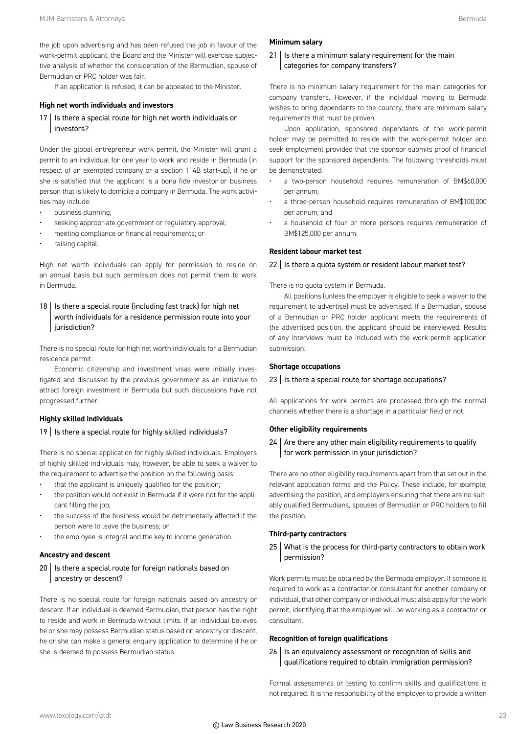the job upon advertising and has been refused the job in favour of the work-permit applicant, the Board and the Minister will exercise subjective analysis of whether the consideration of the Bermudian, spouse of Bermudian or PRC holder was fair.

If an application is refused, it can be appealed to the Minister.

**High net worth individuals and investors**

### 17 | Is there a special route for high net worth individuals or investors?

Under the global entrepreneur work permit, the Minister will grant a permit to an individual for one year to work and reside in Bermuda (in respect of an exempted company or a section 114B start-up), if he or she is satisfied that the applicant is a bona fide investor or business person that is likely to domicile a company in Bermuda. The work activities may include:

- business planning;
- seeking appropriate government or regulatory approval;
- meeting compliance or financial requirements; or
- raising capital.

High net worth individuals can apply for permission to reside on an annual basis but such permission does not permit them to work in Bermuda.

### 18 | Is there a special route (including fast track) for high net worth individuals for a residence permission route into your jurisdiction?

There is no special route for high net worth individuals for a Bermudian residence permit.

Economic citizenship and investment visas were initially investigated and discussed by the previous government as an initiative to attract foreign investment in Bermuda but such discussions have not progressed further.

**Highly skilled individuals**

### 19 | Is there a special route for highly skilled individuals?

There is no special application for highly skilled individuals. Employers of highly skilled individuals may, however, be able to seek a waiver to the requirement to advertise the position on the following basis:

- that the applicant is uniquely qualified for the position;
- the position would not exist in Bermuda if it were not for the applicant filling the job;
- the success of the business would be detrimentally affected if the person were to leave the business; or
- the employee is integral and the key to income generation.

**Ancestry and descent**

### 20 | Is there a special route for foreign nationals based on ancestry or descent?

There is no special route for foreign nationals based on ancestry or descent. If an individual is deemed Bermudian, that person has the right to reside and work in Bermuda without limits. If an individual believes he or she may possess Bermudian status based on ancestry or descent, he or she can make a general enquiry application to determine if he or she is deemed to possess Bermudian status.

**Minimum salary**

### 21 | Is there a minimum salary requirement for the main categories for company transfers?

There is no minimum salary requirement for the main categories for company transfers. However, if the individual moving to Bermuda wishes to bring dependants to the country, there are minimum salary requirements that must be proven.

Upon application, sponsored dependants of the work-permit holder may be permitted to reside with the work-permit holder and seek employment provided that the sponsor submits proof of financial support for the sponsored dependents. The following thresholds must be demonstrated:

- a two-person household requires remuneration of BM$60,000 per annum;
- a three-person household requires remuneration of BM$100,000 per annum; and
- a household of four or more persons requires remuneration of BM$125,000 per annum.

**Resident labour market test**

### 22 | Is there a quota system or resident labour market test?

There is no quota system in Bermuda.

All positions (unless the employer is eligible to seek a waiver to the requirement to advertise) must be advertised. If a Bermudian, spouse of a Bermudian or PRC holder applicant meets the requirements of the advertised position, the applicant should be interviewed. Results of any interviews must be included with the work-permit application submission.

**Shortage occupations**

### 23 | Is there a special route for shortage occupations?

All applications for work permits are processed through the normal channels whether there is a shortage in a particular field or not.

**Other eligibility requirements**

### 24 | Are there any other main eligibility requirements to qualify for work permission in your jurisdiction?

There are no other eligibility requirements apart from that set out in the relevant application forms and the Policy. These include, for example, advertising the position, and employers ensuring that there are no suitably qualified Bermudians, spouses of Bermudian or PRC holders to fill the position.

**Third-party contractors**

### 25 | What is the process for third-party contractors to obtain work permission?

Work permits must be obtained by the Bermuda employer. If someone is required to work as a contractor or consultant for another company or individual, that other company or individual must also apply for the work permit, identifying that the employee will be working as a contractor or consultant.

**Recognition of foreign qualifications**

### 26 | Is an equivalency assessment or recognition of skills and qualifications required to obtain immigration permission?

Formal assessments or testing to confirm skills and qualifications is not required. It is the responsibility of the employer to provide a written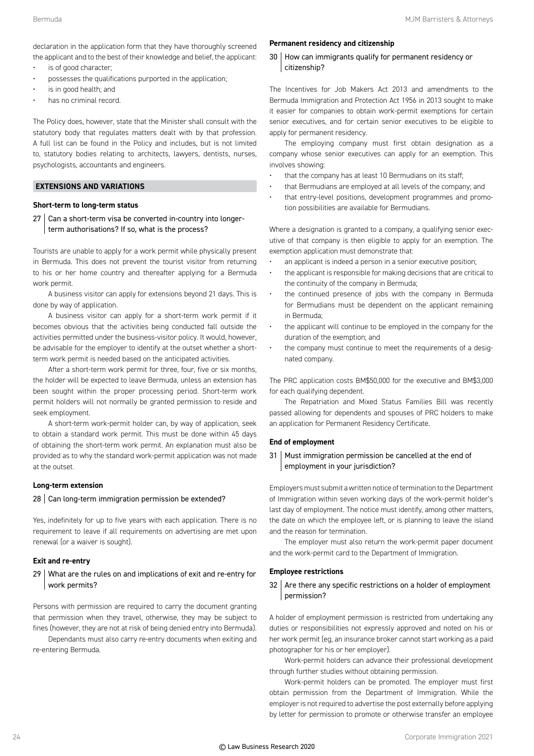declaration in the application form that they have thoroughly screened the applicant and to the best of their knowledge and belief, the applicant:

- is of good character;
- possesses the qualifications purported in the application;
- is in good health; and
- has no criminal record.

The Policy does, however, state that the Minister shall consult with the statutory body that regulates matters dealt with by that profession. A full list can be found in the Policy and includes, but is not limited to, statutory bodies relating to architects, lawyers, dentists, nurses, psychologists, accountants and engineers.

## EXTENSIONS AND VARIATIONS

### Short-term to long-term status

**27 Can a short-term visa be converted in-country into longer-term authorisations? If so, what is the process?**

Tourists are unable to apply for a work permit while physically present in Bermuda. This does not prevent the tourist visitor from returning to his or her home country and thereafter applying for a Bermuda work permit.

A business visitor can apply for extensions beyond 21 days. This is done by way of application.

A business visitor can apply for a short-term work permit if it becomes obvious that the activities being conducted fall outside the activities permitted under the business-visitor policy. It would, however, be advisable for the employer to identify at the outset whether a short-term work permit is needed based on the anticipated activities.

After a short-term work permit for three, four, five or six months, the holder will be expected to leave Bermuda, unless an extension has been sought within the proper processing period. Short-term work permit holders will not normally be granted permission to reside and seek employment.

A short-term work-permit holder can, by way of application, seek to obtain a standard work permit. This must be done within 45 days of obtaining the short-term work permit. An explanation must also be provided as to why the standard work-permit application was not made at the outset.

### Long-term extension

**28 Can long-term immigration permission be extended?**

Yes, indefinitely for up to five years with each application. There is no requirement to leave if all requirements on advertising are met upon renewal (or a waiver is sought).

### Exit and re-entry

**29 What are the rules on and implications of exit and re-entry for work permits?**

Persons with permission are required to carry the document granting that permission when they travel, otherwise, they may be subject to fines (however, they are not at risk of being denied entry into Bermuda).

Dependants must also carry re-entry documents when exiting and re-entering Bermuda.

### Permanent residency and citizenship

**30 How can immigrants qualify for permanent residency or citizenship?**

The Incentives for Job Makers Act 2013 and amendments to the Bermuda Immigration and Protection Act 1956 in 2013 sought to make it easier for companies to obtain work-permit exemptions for certain senior executives, and for certain senior executives to be eligible to apply for permanent residency.

The employing company must first obtain designation as a company whose senior executives can apply for an exemption. This involves showing:

- that the company has at least 10 Bermudians on its staff;
- that Bermudians are employed at all levels of the company; and
- that entry-level positions, development programmes and promotion possibilities are available for Bermudians.

Where a designation is granted to a company, a qualifying senior executive of that company is then eligible to apply for an exemption. The exemption application must demonstrate that:

- an applicant is indeed a person in a senior executive position;
- the applicant is responsible for making decisions that are critical to the continuity of the company in Bermuda;
- the continued presence of jobs with the company in Bermuda for Bermudians must be dependent on the applicant remaining in Bermuda;
- the applicant will continue to be employed in the company for the duration of the exemption; and
- the company must continue to meet the requirements of a designated company.

The PRC application costs BM$50,000 for the executive and BM$3,000 for each qualifying dependent.

The Repatriation and Mixed Status Families Bill was recently passed allowing for dependents and spouses of PRC holders to make an application for Permanent Residency Certificate.

### End of employment

**31 Must immigration permission be cancelled at the end of employment in your jurisdiction?**

Employers must submit a written notice of termination to the Department of Immigration within seven working days of the work-permit holder's last day of employment. The notice must identify, among other matters, the date on which the employee left, or is planning to leave the island and the reason for termination.

The employer must also return the work-permit paper document and the work-permit card to the Department of Immigration.

### Employee restrictions

**32 Are there any specific restrictions on a holder of employment permission?**

A holder of employment permission is restricted from undertaking any duties or responsibilities not expressly approved and noted on his or her work permit (eg, an insurance broker cannot start working as a paid photographer for his or her employer).

Work-permit holders can advance their professional development through further studies without obtaining permission.

Work-permit holders can be promoted. The employer must first obtain permission from the Department of Immigration. While the employer is not required to advertise the post externally before applying by letter for permission to promote or otherwise transfer an employee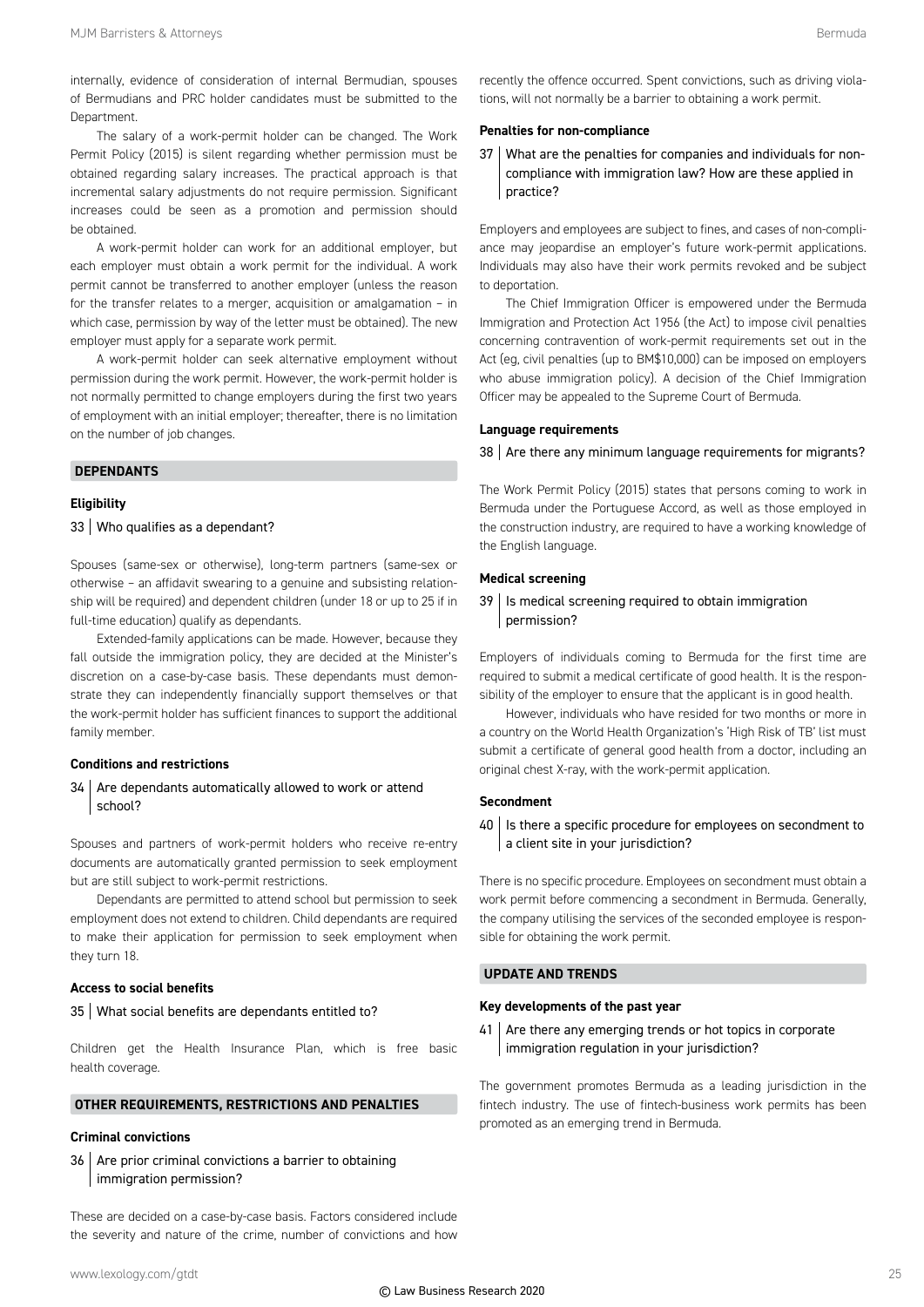internally, evidence of consideration of internal Bermudian, spouses of Bermudians and PRC holder candidates must be submitted to the Department.

The salary of a work-permit holder can be changed. The Work Permit Policy (2015) is silent regarding whether permission must be obtained regarding salary increases. The practical approach is that incremental salary adjustments do not require permission. Significant increases could be seen as a promotion and permission should be obtained.

A work-permit holder can work for an additional employer, but each employer must obtain a work permit for the individual. A work permit cannot be transferred to another employer (unless the reason for the transfer relates to a merger, acquisition or amalgamation – in which case, permission by way of the letter must be obtained). The new employer must apply for a separate work permit.

A work-permit holder can seek alternative employment without permission during the work permit. However, the work-permit holder is not normally permitted to change employers during the first two years of employment with an initial employer; thereafter, there is no limitation on the number of job changes.

## DEPENDANTS

### Eligibility

**33 | Who qualifies as a dependant?**

Spouses (same-sex or otherwise), long-term partners (same-sex or otherwise – an affidavit swearing to a genuine and subsisting relationship will be required) and dependent children (under 18 or up to 25 if in full-time education) qualify as dependants.

Extended-family applications can be made. However, because they fall outside the immigration policy, they are decided at the Minister's discretion on a case-by-case basis. These dependants must demonstrate they can independently financially support themselves or that the work-permit holder has sufficient finances to support the additional family member.

### Conditions and restrictions

**34 | Are dependants automatically allowed to work or attend school?**

Spouses and partners of work-permit holders who receive re-entry documents are automatically granted permission to seek employment but are still subject to work-permit restrictions.

Dependants are permitted to attend school but permission to seek employment does not extend to children. Child dependants are required to make their application for permission to seek employment when they turn 18.

### Access to social benefits

**35 | What social benefits are dependants entitled to?**

Children get the Health Insurance Plan, which is free basic health coverage.

## OTHER REQUIREMENTS, RESTRICTIONS AND PENALTIES

### Criminal convictions

**36 | Are prior criminal convictions a barrier to obtaining immigration permission?**

These are decided on a case-by-case basis. Factors considered include the severity and nature of the crime, number of convictions and how recently the offence occurred. Spent convictions, such as driving violations, will not normally be a barrier to obtaining a work permit.

### Penalties for non-compliance

**37 | What are the penalties for companies and individuals for non-compliance with immigration law? How are these applied in practice?**

Employers and employees are subject to fines, and cases of non-compliance may jeopardise an employer's future work-permit applications. Individuals may also have their work permits revoked and be subject to deportation.

The Chief Immigration Officer is empowered under the Bermuda Immigration and Protection Act 1956 (the Act) to impose civil penalties concerning contravention of work-permit requirements set out in the Act (eg, civil penalties (up to BM$10,000) can be imposed on employers who abuse immigration policy). A decision of the Chief Immigration Officer may be appealed to the Supreme Court of Bermuda.

### Language requirements

**38 | Are there any minimum language requirements for migrants?**

The Work Permit Policy (2015) states that persons coming to work in Bermuda under the Portuguese Accord, as well as those employed in the construction industry, are required to have a working knowledge of the English language.

### Medical screening

**39 | Is medical screening required to obtain immigration permission?**

Employers of individuals coming to Bermuda for the first time are required to submit a medical certificate of good health. It is the responsibility of the employer to ensure that the applicant is in good health.

However, individuals who have resided for two months or more in a country on the World Health Organization's 'High Risk of TB' list must submit a certificate of general good health from a doctor, including an original chest X-ray, with the work-permit application.

### Secondment

**40 | Is there a specific procedure for employees on secondment to a client site in your jurisdiction?**

There is no specific procedure. Employees on secondment must obtain a work permit before commencing a secondment in Bermuda. Generally, the company utilising the services of the seconded employee is responsible for obtaining the work permit.

## UPDATE AND TRENDS

### Key developments of the past year

**41 | Are there any emerging trends or hot topics in corporate immigration regulation in your jurisdiction?**

The government promotes Bermuda as a leading jurisdiction in the fintech industry. The use of fintech-business work permits has been promoted as an emerging trend in Bermuda.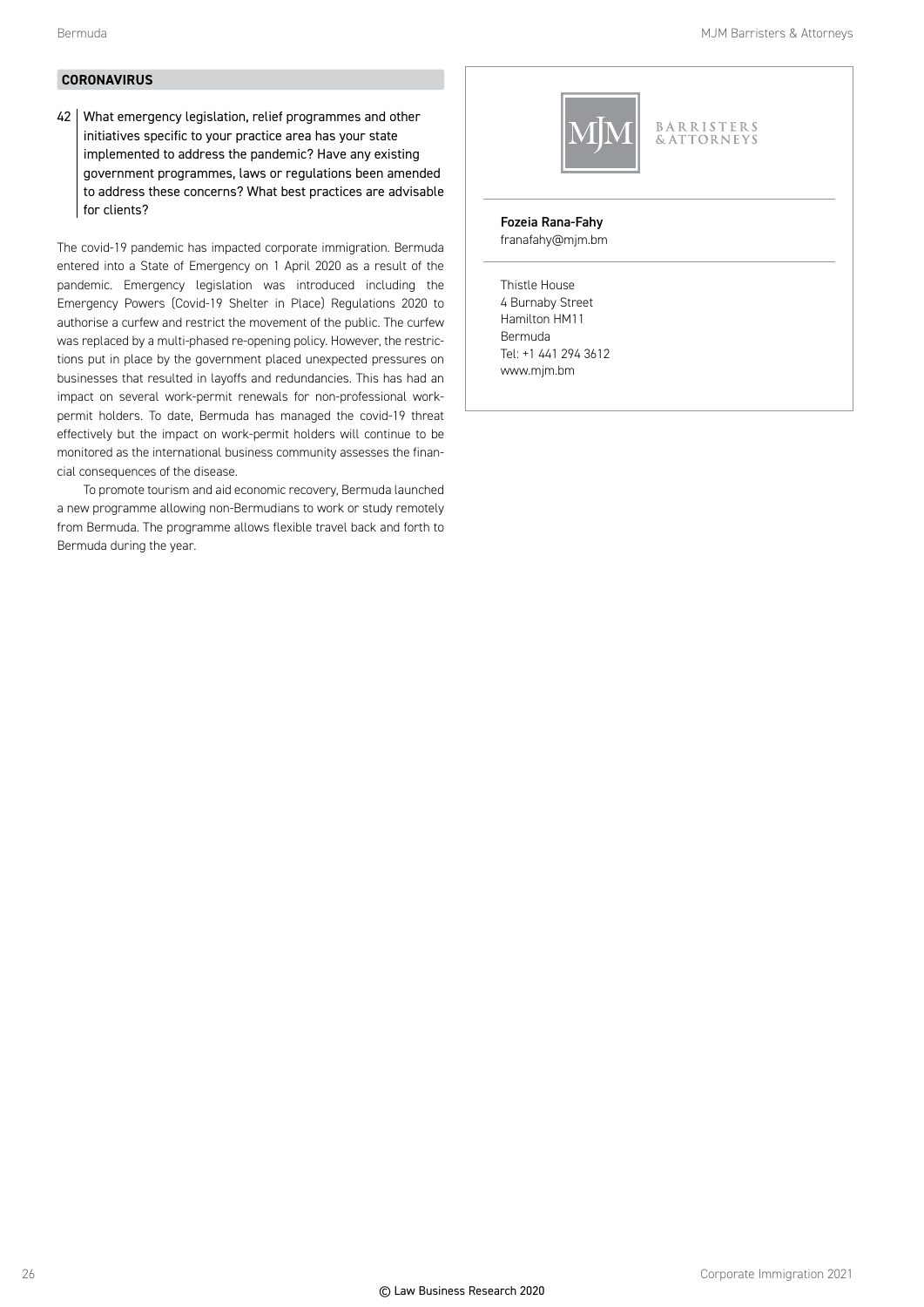## CORONAVIRUS

**42 What emergency legislation, relief programmes and other initiatives specific to your practice area has your state implemented to address the pandemic? Have any existing government programmes, laws or regulations been amended to address these concerns? What best practices are advisable for clients?**

The covid-19 pandemic has impacted corporate immigration. Bermuda entered into a State of Emergency on 1 April 2020 as a result of the pandemic. Emergency legislation was introduced including the Emergency Powers (Covid-19 Shelter in Place) Regulations 2020 to authorise a curfew and restrict the movement of the public. The curfew was replaced by a multi-phased re-opening policy. However, the restrictions put in place by the government placed unexpected pressures on businesses that resulted in layoffs and redundancies. This has had an impact on several work-permit renewals for non-professional work-permit holders. To date, Bermuda has managed the covid-19 threat effectively but the impact on work-permit holders will continue to be monitored as the international business community assesses the financial consequences of the disease.

To promote tourism and aid economic recovery, Bermuda launched a new programme allowing non-Bermudians to work or study remotely from Bermuda. The programme allows flexible travel back and forth to Bermuda during the year.

MJM BARRISTERS & ATTORNEYS

**Fozeia Rana-Fahy**
franafahy@mjm.bm

Thistle House
4 Burnaby Street
Hamilton HM11
Bermuda
Tel: +1 441 294 3612
www.mjm.bm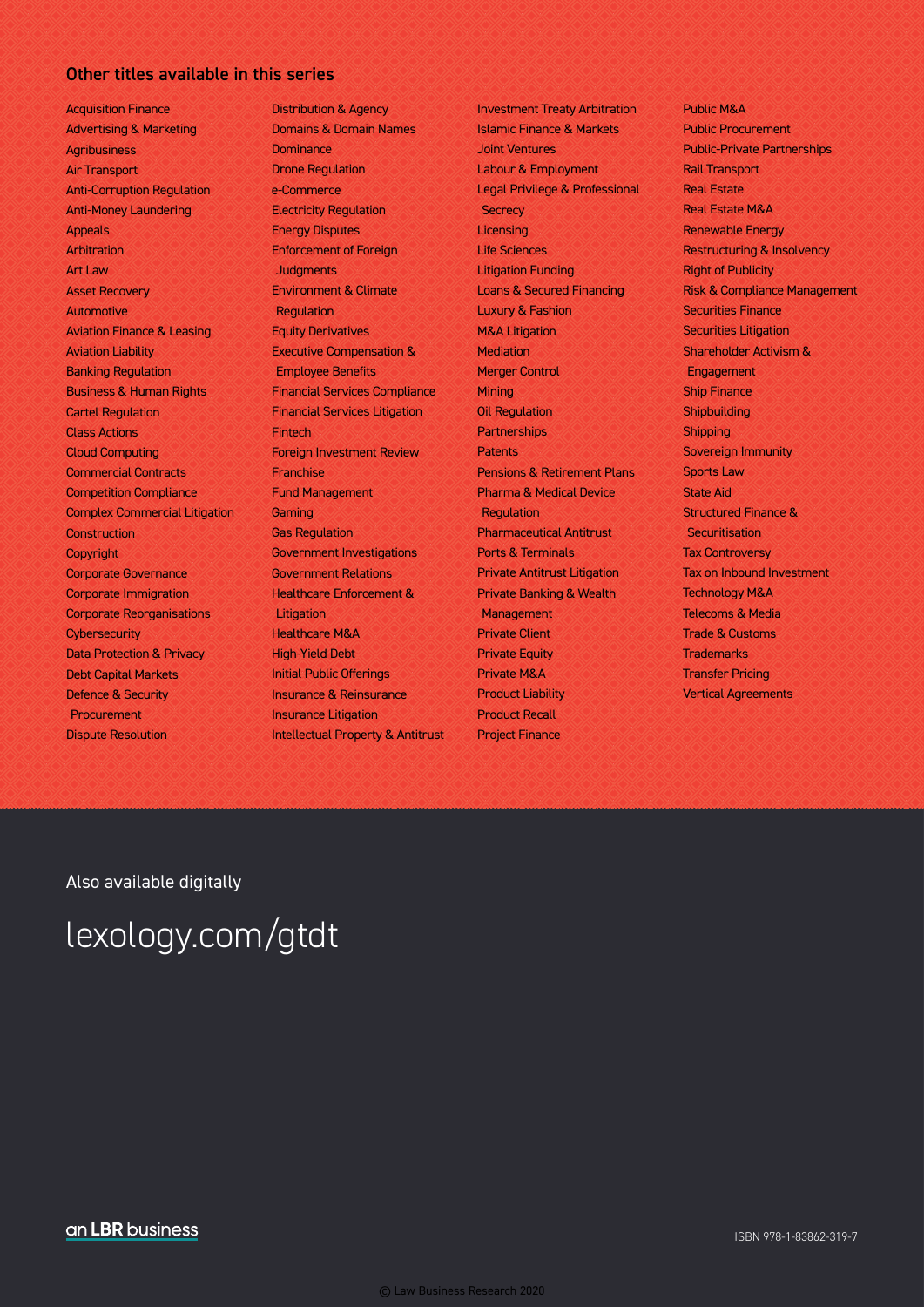## Other titles available in this series

- Acquisition Finance
- Advertising & Marketing
- Agribusiness
- Air Transport
- Anti-Corruption Regulation
- Anti-Money Laundering
- Appeals
- Arbitration
- Art Law
- Asset Recovery
- Automotive
- Aviation Finance & Leasing
- Aviation Liability
- Banking Regulation
- Business & Human Rights
- Cartel Regulation
- Class Actions
- Cloud Computing
- Commercial Contracts
- Competition Compliance
- Complex Commercial Litigation
- Construction
- Copyright
- Corporate Governance
- Corporate Immigration
- Corporate Reorganisations
- Cybersecurity
- Data Protection & Privacy
- Debt Capital Markets
- Defence & Security Procurement
- Dispute Resolution
- Distribution & Agency
- Domains & Domain Names
- Dominance
- Drone Regulation
- e-Commerce
- Electricity Regulation
- Energy Disputes
- Enforcement of Foreign Judgments
- Environment & Climate Regulation
- Equity Derivatives
- Executive Compensation & Employee Benefits
- Financial Services Compliance
- Financial Services Litigation
- Fintech
- Foreign Investment Review
- Franchise
- Fund Management
- Gaming
- Gas Regulation
- Government Investigations
- Government Relations
- Healthcare Enforcement & Litigation
- Healthcare M&A
- High-Yield Debt
- Initial Public Offerings
- Insurance & Reinsurance
- Insurance Litigation
- Intellectual Property & Antitrust
- Investment Treaty Arbitration
- Islamic Finance & Markets
- Joint Ventures
- Labour & Employment
- Legal Privilege & Professional Secrecy
- Licensing
- Life Sciences
- Litigation Funding
- Loans & Secured Financing
- Luxury & Fashion
- M&A Litigation
- Mediation
- Merger Control
- Mining
- Oil Regulation
- Partnerships
- Patents
- Pensions & Retirement Plans
- Pharma & Medical Device Regulation
- Pharmaceutical Antitrust
- Ports & Terminals
- Private Antitrust Litigation
- Private Banking & Wealth Management
- Private Client
- Private Equity
- Private M&A
- Product Liability
- Product Recall
- Project Finance
- Public M&A
- Public Procurement
- Public-Private Partnerships
- Rail Transport
- Real Estate
- Real Estate M&A
- Renewable Energy
- Restructuring & Insolvency
- Right of Publicity
- Risk & Compliance Management
- Securities Finance
- Securities Litigation
- Shareholder Activism & Engagement
- Ship Finance
- Shipbuilding
- Shipping
- Sovereign Immunity
- Sports Law
- State Aid
- Structured Finance & Securitisation
- Tax Controversy
- Tax on Inbound Investment
- Technology M&A
- Telecoms & Media
- Trade & Customs
- Trademarks
- Transfer Pricing
- Vertical Agreements

Also available digitally

lexology.com/gtdt

an LBR business

ISBN 978-1-83862-319-7

© Law Business Research 2020